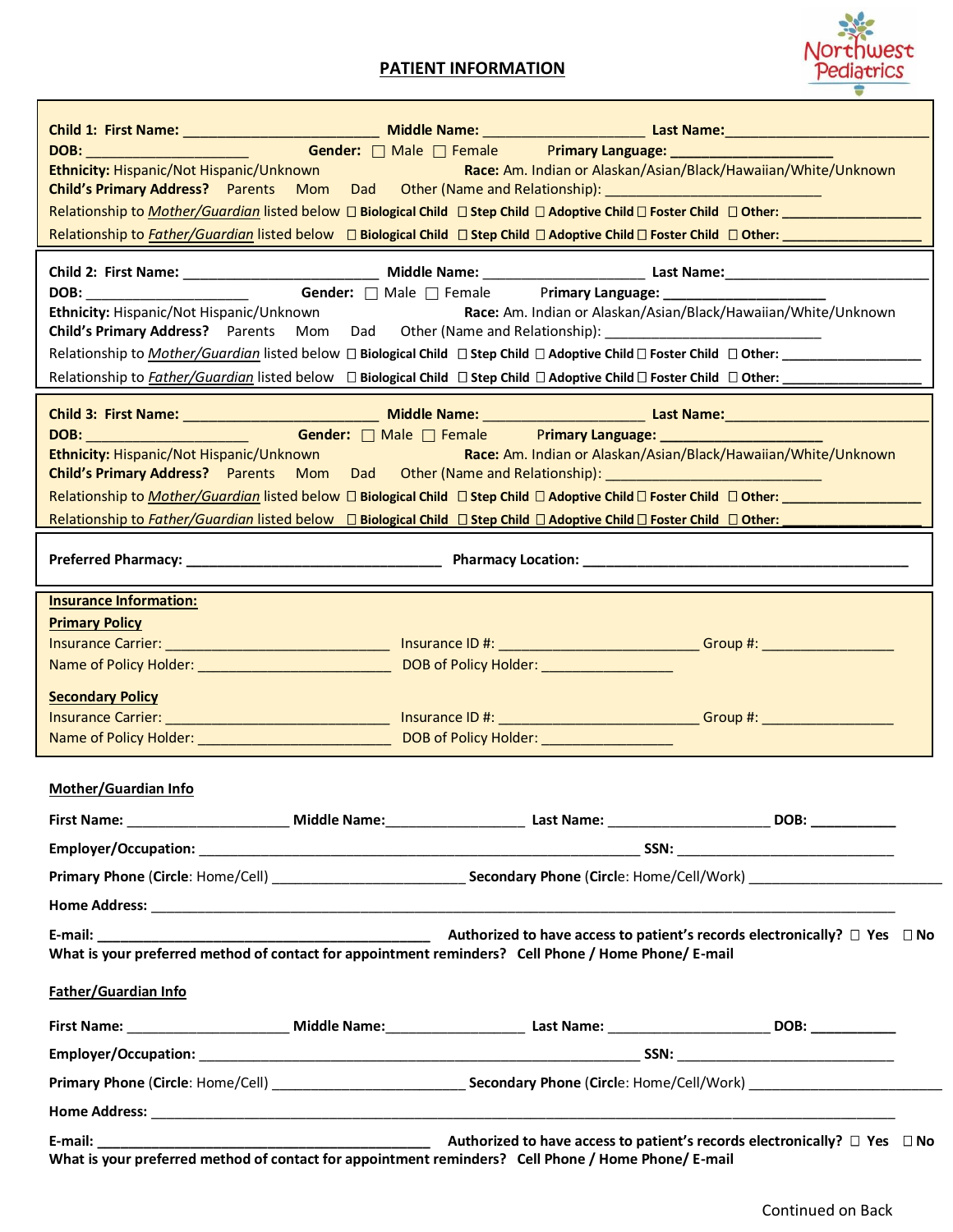# PATIENT INFORMATION

Northwest Pediatrics

**Child 1: First Name:** ________________________ **Middle Name:** ____________________ **Last Name:**___________________________

**DOB:** ____________________ **Gender:** ☐ Male ☐ Female **Primary Language:** ____________________

**Ethnicity:** Hispanic/Not Hispanic/Unknown **Race:** Am. Indian or Alaskan/Asian/Black/Hawaiian/White/Unknown

**Child's Primary Address?** Parents Mom Dad Other (Name and Relationship): ___________________________

Relationship to *Mother/Guardian* listed below ☐ **Biological Child** ☐ **Step Child** ☐ **Adoptive Child** ☐ **Foster Child** ☐ **Other:** __________________

Relationship to *Father/Guardian* listed below ☐ **Biological Child** ☐ **Step Child** ☐ **Adoptive Child** ☐ **Foster Child** ☐ **Other:** __________________

**Child 2: First Name:** ________________________ **Middle Name:** ____________________ **Last Name:**___________________________

**DOB:** ____________________ **Gender:** ☐ Male ☐ Female **Primary Language:** ____________________

**Ethnicity:** Hispanic/Not Hispanic/Unknown **Race:** Am. Indian or Alaskan/Asian/Black/Hawaiian/White/Unknown

**Child's Primary Address?** Parents Mom Dad Other (Name and Relationship): ___________________________

Relationship to *Mother/Guardian* listed below ☐ **Biological Child** ☐ **Step Child** ☐ **Adoptive Child** ☐ **Foster Child** ☐ **Other:** __________________

Relationship to *Father/Guardian* listed below ☐ **Biological Child** ☐ **Step Child** ☐ **Adoptive Child** ☐ **Foster Child** ☐ **Other:** __________________

**Child 3: First Name:** ________________________ **Middle Name:** ____________________ **Last Name:**___________________________

**DOB:** ____________________ **Gender:** ☐ Male ☐ Female **Primary Language:** ____________________

**Ethnicity:** Hispanic/Not Hispanic/Unknown **Race:** Am. Indian or Alaskan/Asian/Black/Hawaiian/White/Unknown

**Child's Primary Address?** Parents Mom Dad Other (Name and Relationship): ___________________________

Relationship to *Mother/Guardian* listed below ☐ **Biological Child** ☐ **Step Child** ☐ **Adoptive Child** ☐ **Foster Child** ☐ **Other:** __________________

Relationship to *Father/Guardian* listed below ☐ **Biological Child** ☐ **Step Child** ☐ **Adoptive Child** ☐ **Foster Child** ☐ **Other:** __________________

**Preferred Pharmacy:** ________________________________ **Pharmacy Location:** ___________________________________________

**Insurance Information:**

**Primary Policy**

Insurance Carrier: ____________________________ Insurance ID #: _________________________ Group #: ________________

Name of Policy Holder: ________________________ DOB of Policy Holder: ________________

**Secondary Policy**

Insurance Carrier: ____________________________ Insurance ID #: _________________________ Group #: ________________

Name of Policy Holder: ________________________ DOB of Policy Holder: ________________

## Mother/Guardian Info

**First Name:** ____________________ **Middle Name:**_________________ **Last Name:** ____________________ **DOB:** ___________

**Employer/Occupation:** _______________________________________________________ **SSN:** ___________________________

**Primary Phone** (**Circle**: Home/Cell) ________________________ **Secondary Phone** (**Circle**: Home/Cell/Work) ________________________

**Home Address:** ___________________________________________________________________________________________

**E-mail:** ___________________________________________ **Authorized to have access to patient's records electronically?** ☐ **Yes** ☐ **No**

**What is your preferred method of contact for appointment reminders? Cell Phone / Home Phone/ E-mail**

## Father/Guardian Info

**First Name:** ____________________ **Middle Name:**_________________ **Last Name:** ____________________ **DOB:** ___________

**Employer/Occupation:** _______________________________________________________ **SSN:** ___________________________

**Primary Phone** (**Circle**: Home/Cell) ________________________ **Secondary Phone** (**Circle**: Home/Cell/Work) ________________________

**Home Address:** ___________________________________________________________________________________________

**E-mail:** ___________________________________________ **Authorized to have access to patient's records electronically?** ☐ **Yes** ☐ **No**

**What is your preferred method of contact for appointment reminders? Cell Phone / Home Phone/ E-mail**

Continued on Back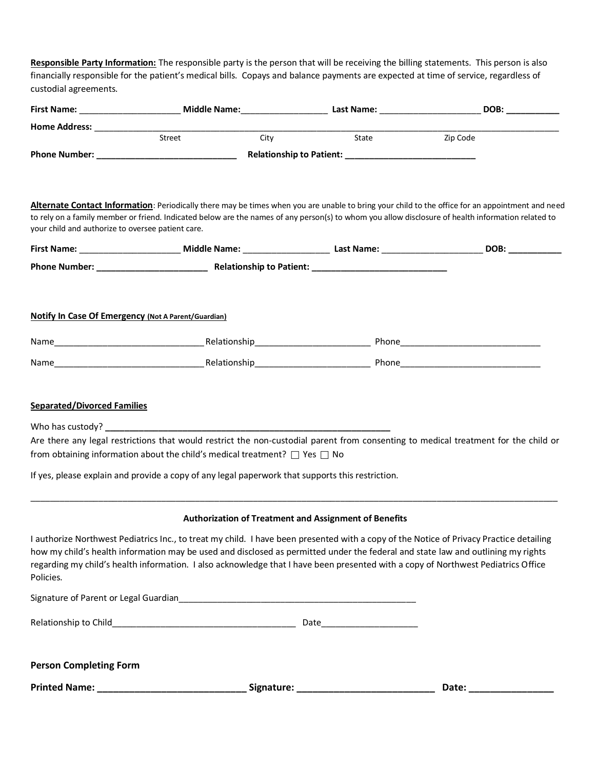**Responsible Party Information:** The responsible party is the person that will be receiving the billing statements. This person is also financially responsible for the patient's medical bills. Copays and balance payments are expected at time of service, regardless of custodial agreements.

**First Name:** ____________________ **Middle Name:**_________________ **Last Name:** ____________________ **DOB:** __________

**Home Address:** ________________________________________________________________________________

Street City State Zip Code

**Phone Number:** ____________________________ **Relationship to Patient:** _________________________

**Alternate Contact Information**: Periodically there may be times when you are unable to bring your child to the office for an appointment and need to rely on a family member or friend. Indicated below are the names of any person(s) to whom you allow disclosure of health information related to your child and authorize to oversee patient care.

**First Name:** ____________________ **Middle Name:** _________________ **Last Name:** ____________________ **DOB:** __________

**Phone Number:** ______________________ **Relationship to Patient:** ___________________________

**Notify In Case Of Emergency** **(Not A Parent/Guardian)**

Name______________________________ Relationship_______________________ Phone_____________________________

Name______________________________ Relationship_______________________ Phone_____________________________

**Separated/Divorced Families**

Who has custody? ________________________________________________________

Are there any legal restrictions that would restrict the non-custodial parent from consenting to medical treatment for the child or from obtaining information about the child's medical treatment? ☐ Yes ☐ No

If yes, please explain and provide a copy of any legal paperwork that supports this restriction.

______________________________________________________________________________________________________

**Authorization of Treatment and Assignment of Benefits**

I authorize Northwest Pediatrics Inc., to treat my child. I have been presented with a copy of the Notice of Privacy Practice detailing how my child's health information may be used and disclosed as permitted under the federal and state law and outlining my rights regarding my child's health information. I also acknowledge that I have been presented with a copy of Northwest Pediatrics Office Policies.

Signature of Parent or Legal Guardian_________________________________________________

Relationship to Child_____________________________________ Date___________________

**Person Completing Form**

**Printed Name:** ____________________________ **Signature:** __________________________ **Date:** _______________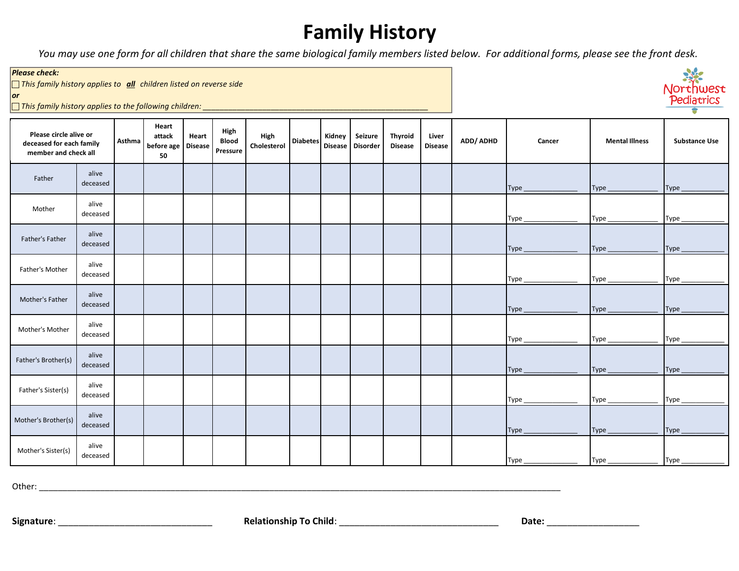# Family History

*You may use one form for all children that share the same biological family members listed below. For additional forms, please see the front desk.*

***Please check:***
☐ *This family history applies to **all** children listed on reverse side*
***or***
☐ *This family history applies to the following children: ______________________________________________________*

Northwest Pediatrics

| Please circle alive or deceased for each family member and check all | | Asthma | Heart attack before age 50 | Heart Disease | High Blood Pressure | High Cholesterol | Diabetes | Kidney Disease | Seizure Disorder | Thyroid Disease | Liver Disease | ADD/ ADHD | Cancer | Mental Illness | Substance Use |
|---|---|---|---|---|---|---|---|---|---|---|---|---|---|---|---|
| Father | alive deceased | | | | | | | | | | | | Type _______________ | Type ______________ | Type ____________ |
| Mother | alive deceased | | | | | | | | | | | | Type _______________ | Type ______________ | Type ____________ |
| Father's Father | alive deceased | | | | | | | | | | | | Type _______________ | Type ______________ | Type ____________ |
| Father's Mother | alive deceased | | | | | | | | | | | | Type _______________ | Type ______________ | Type ____________ |
| Mother's Father | alive deceased | | | | | | | | | | | | Type _______________ | Type ______________ | Type ____________ |
| Mother's Mother | alive deceased | | | | | | | | | | | | Type _______________ | Type ______________ | Type ____________ |
| Father's Brother(s) | alive deceased | | | | | | | | | | | | Type _______________ | Type ______________ | Type ____________ |
| Father's Sister(s) | alive deceased | | | | | | | | | | | | Type _______________ | Type ______________ | Type ____________ |
| Mother's Brother(s) | alive deceased | | | | | | | | | | | | Type _______________ | Type ______________ | Type ____________ |
| Mother's Sister(s) | alive deceased | | | | | | | | | | | | Type _______________ | Type ______________ | Type ____________ |

Other: ______________________________________________________________________________________________________

**Signature**: ________________________________ **Relationship To Child**: _________________________________ **Date**: ___________________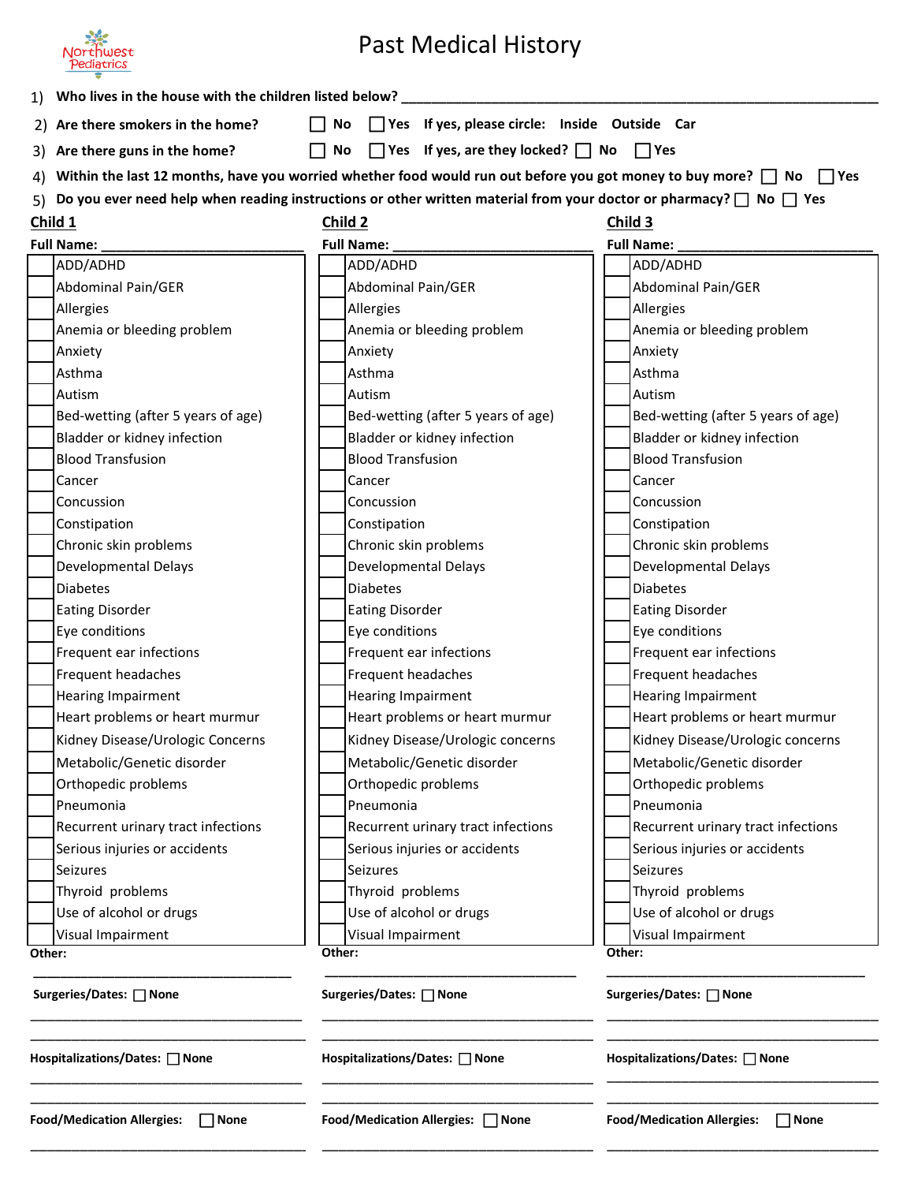Northwest Pediatrics

# Past Medical History

1) **Who lives in the house with the children listed below?** ____________________________________________

2) **Are there smokers in the home?** ☐ No ☐ Yes **If yes, please circle: Inside Outside Car**

3) **Are there guns in the home?** ☐ No ☐ Yes **If yes, are they locked?** ☐ No ☐ Yes

4) **Within the last 12 months, have you worried whether food would run out before you got money to buy more?** ☐ No ☐ Yes

5) **Do you ever need help when reading instructions or other written material from your doctor or pharmacy?** ☐ No ☐ Yes

| **Child 1** | **Child 2** | **Child 3** |
|---|---|---|
| **Full Name:** ____________________ | **Full Name:** ____________________ | **Full Name:** ____________________ |
| ☐ ADD/ADHD | ☐ ADD/ADHD | ☐ ADD/ADHD |
| ☐ Abdominal Pain/GER | ☐ Abdominal Pain/GER | ☐ Abdominal Pain/GER |
| ☐ Allergies | ☐ Allergies | ☐ Allergies |
| ☐ Anemia or bleeding problem | ☐ Anemia or bleeding problem | ☐ Anemia or bleeding problem |
| ☐ Anxiety | ☐ Anxiety | ☐ Anxiety |
| ☐ Asthma | ☐ Asthma | ☐ Asthma |
| ☐ Autism | ☐ Autism | ☐ Autism |
| ☐ Bed-wetting (after 5 years of age) | ☐ Bed-wetting (after 5 years of age) | ☐ Bed-wetting (after 5 years of age) |
| ☐ Bladder or kidney infection | ☐ Bladder or kidney infection | ☐ Bladder or kidney infection |
| ☐ Blood Transfusion | ☐ Blood Transfusion | ☐ Blood Transfusion |
| ☐ Cancer | ☐ Cancer | ☐ Cancer |
| ☐ Concussion | ☐ Concussion | ☐ Concussion |
| ☐ Constipation | ☐ Constipation | ☐ Constipation |
| ☐ Chronic skin problems | ☐ Chronic skin problems | ☐ Chronic skin problems |
| ☐ Developmental Delays | ☐ Developmental Delays | ☐ Developmental Delays |
| ☐ Diabetes | ☐ Diabetes | ☐ Diabetes |
| ☐ Eating Disorder | ☐ Eating Disorder | ☐ Eating Disorder |
| ☐ Eye conditions | ☐ Eye conditions | ☐ Eye conditions |
| ☐ Frequent ear infections | ☐ Frequent ear infections | ☐ Frequent ear infections |
| ☐ Frequent headaches | ☐ Frequent headaches | ☐ Frequent headaches |
| ☐ Hearing Impairment | ☐ Hearing Impairment | ☐ Hearing Impairment |
| ☐ Heart problems or heart murmur | ☐ Heart problems or heart murmur | ☐ Heart problems or heart murmur |
| ☐ Kidney Disease/Urologic Concerns | ☐ Kidney Disease/Urologic concerns | ☐ Kidney Disease/Urologic concerns |
| ☐ Metabolic/Genetic disorder | ☐ Metabolic/Genetic disorder | ☐ Metabolic/Genetic disorder |
| ☐ Orthopedic problems | ☐ Orthopedic problems | ☐ Orthopedic problems |
| ☐ Pneumonia | ☐ Pneumonia | ☐ Pneumonia |
| ☐ Recurrent urinary tract infections | ☐ Recurrent urinary tract infections | ☐ Recurrent urinary tract infections |
| ☐ Serious injuries or accidents | ☐ Serious injuries or accidents | ☐ Serious injuries or accidents |
| ☐ Seizures | ☐ Seizures | ☐ Seizures |
| ☐ Thyroid problems | ☐ Thyroid problems | ☐ Thyroid problems |
| ☐ Use of alcohol or drugs | ☐ Use of alcohol or drugs | ☐ Use of alcohol or drugs |
| ☐ Visual Impairment | ☐ Visual Impairment | ☐ Visual Impairment |
| **Other:** ____________________ | **Other:** ____________________ | **Other:** ____________________ |
| **Surgeries/Dates:** ☐ **None** ____________________ ____________________ | **Surgeries/Dates:** ☐ **None** ____________________ ____________________ | **Surgeries/Dates:** ☐ **None** ____________________ ____________________ |
| **Hospitalizations/Dates:** ☐ **None** ____________________ ____________________ | **Hospitalizations/Dates:** ☐ **None** ____________________ ____________________ | **Hospitalizations/Dates:** ☐ **None** ____________________ ____________________ |
| **Food/Medication Allergies:** ☐ **None** ____________________ | **Food/Medication Allergies:** ☐ **None** ____________________ | **Food/Medication Allergies:** ☐ **None** ____________________ |